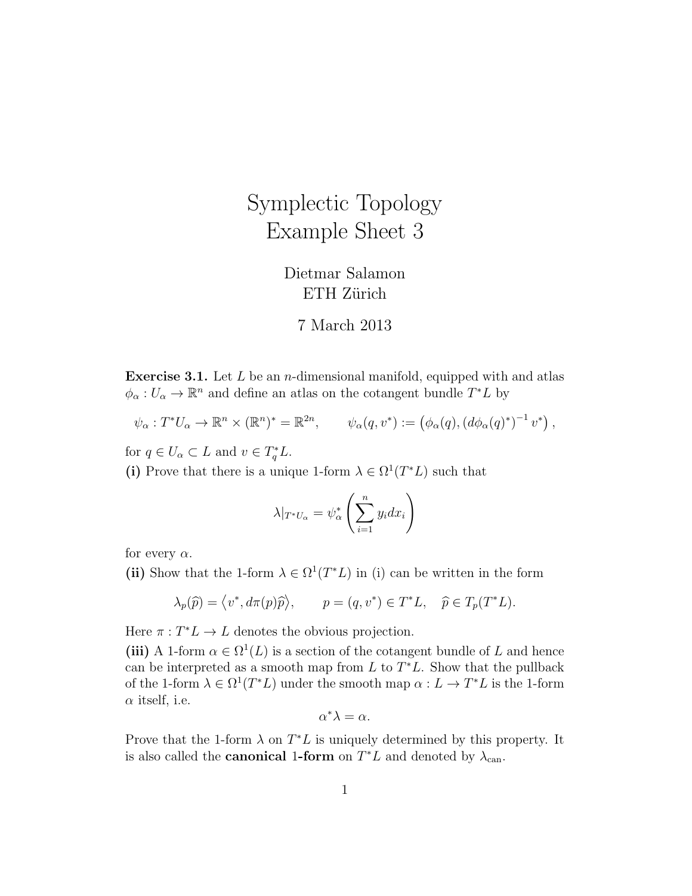# Symplectic Topology
# Example Sheet 3

Dietmar Salamon
ETH Zürich

7 March 2013

**Exercise 3.1.** Let $L$ be an $n$-dimensional manifold, equipped with and atlas $\phi_\alpha : U_\alpha \to \mathbb{R}^n$ and define an atlas on the cotangent bundle $T^*L$ by

$$\psi_\alpha : T^*U_\alpha \to \mathbb{R}^n \times (\mathbb{R}^n)^* = \mathbb{R}^{2n}, \qquad \psi_\alpha(q, v^*) := \left(\phi_\alpha(q), \left(d\phi_\alpha(q)^*\right)^{-1} v^*\right),$$

for $q \in U_\alpha \subset L$ and $v \in T_q^*L$.

**(i)** Prove that there is a unique 1-form $\lambda \in \Omega^1(T^*L)$ such that

$$\lambda|_{T^*U_\alpha} = \psi_\alpha^* \left( \sum_{i=1}^n y_i dx_i \right)$$

for every $\alpha$.

**(ii)** Show that the 1-form $\lambda \in \Omega^1(T^*L)$ in (i) can be written in the form

$$\lambda_p(\widehat{p}) = \left\langle v^*, d\pi(p)\widehat{p} \right\rangle, \qquad p = (q, v^*) \in T^*L, \quad \widehat{p} \in T_p(T^*L).$$

Here $\pi : T^*L \to L$ denotes the obvious projection.

**(iii)** A 1-form $\alpha \in \Omega^1(L)$ is a section of the cotangent bundle of $L$ and hence can be interpreted as a smooth map from $L$ to $T^*L$. Show that the pullback of the 1-form $\lambda \in \Omega^1(T^*L)$ under the smooth map $\alpha : L \to T^*L$ is the 1-form $\alpha$ itself, i.e.

$$\alpha^*\lambda = \alpha.$$

Prove that the 1-form $\lambda$ on $T^*L$ is uniquely determined by this property. It is also called the **canonical 1-form** on $T^*L$ and denoted by $\lambda_{\text{can}}$.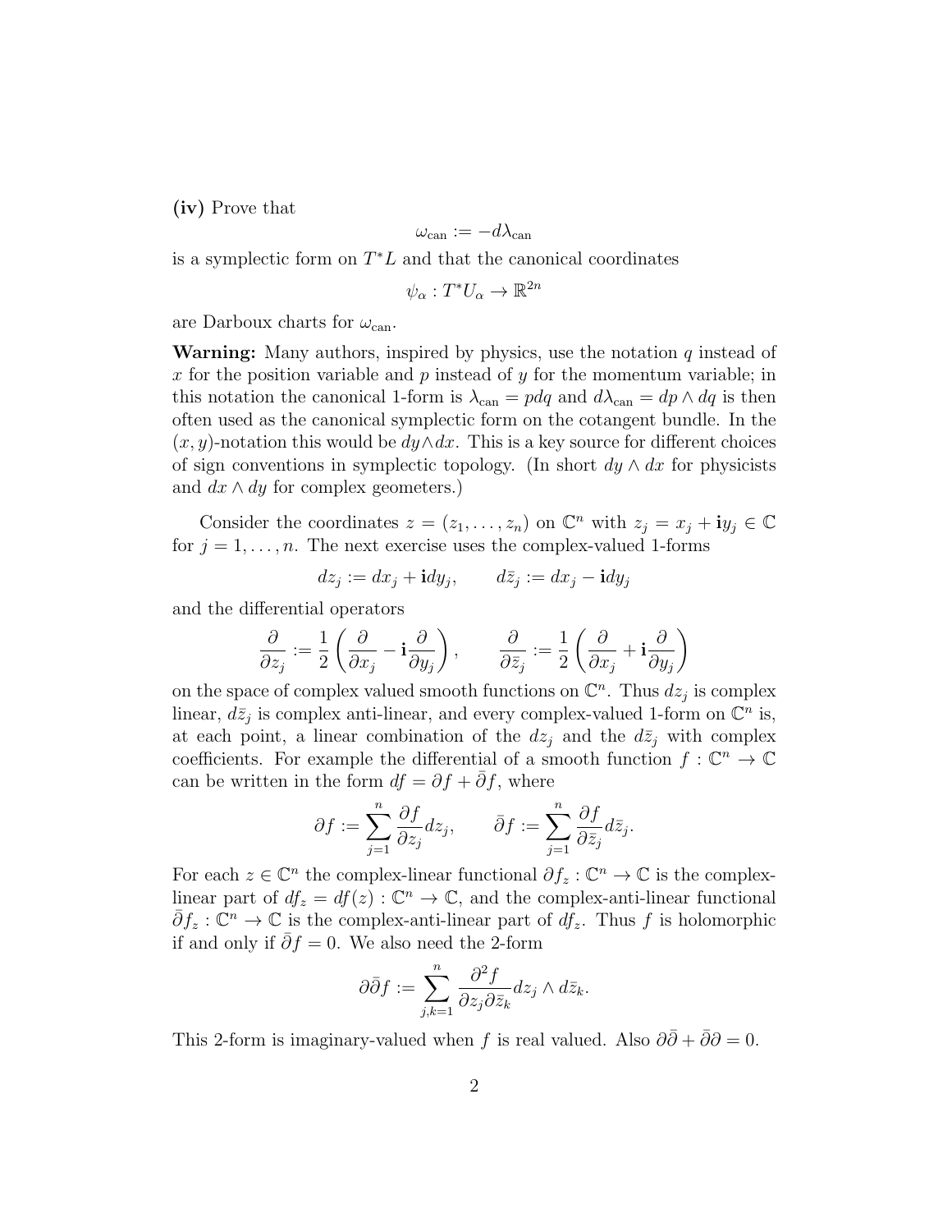**(iv)** Prove that

$$\omega_{\text{can}} := -d\lambda_{\text{can}}$$

is a symplectic form on $T^*L$ and that the canonical coordinates

$$\psi_\alpha : T^*U_\alpha \to \mathbb{R}^{2n}$$

are Darboux charts for $\omega_{\text{can}}$.

**Warning:** Many authors, inspired by physics, use the notation $q$ instead of $x$ for the position variable and $p$ instead of $y$ for the momentum variable; in this notation the canonical 1-form is $\lambda_{\text{can}} = pdq$ and $d\lambda_{\text{can}} = dp \wedge dq$ is then often used as the canonical symplectic form on the cotangent bundle. In the $(x, y)$-notation this would be $dy \wedge dx$. This is a key source for different choices of sign conventions in symplectic topology. (In short $dy \wedge dx$ for physicists and $dx \wedge dy$ for complex geometers.)

Consider the coordinates $z = (z_1, \ldots, z_n)$ on $\mathbb{C}^n$ with $z_j = x_j + \mathbf{i}y_j \in \mathbb{C}$ for $j = 1, \ldots, n$. The next exercise uses the complex-valued 1-forms

$$dz_j := dx_j + \mathbf{i}dy_j, \qquad d\bar{z}_j := dx_j - \mathbf{i}dy_j$$

and the differential operators

$$\frac{\partial}{\partial z_j} := \frac{1}{2}\left(\frac{\partial}{\partial x_j} - \mathbf{i}\frac{\partial}{\partial y_j}\right), \qquad \frac{\partial}{\partial \bar{z}_j} := \frac{1}{2}\left(\frac{\partial}{\partial x_j} + \mathbf{i}\frac{\partial}{\partial y_j}\right)$$

on the space of complex valued smooth functions on $\mathbb{C}^n$. Thus $dz_j$ is complex linear, $d\bar{z}_j$ is complex anti-linear, and every complex-valued 1-form on $\mathbb{C}^n$ is, at each point, a linear combination of the $dz_j$ and the $d\bar{z}_j$ with complex coefficients. For example the differential of a smooth function $f : \mathbb{C}^n \to \mathbb{C}$ can be written in the form $df = \partial f + \bar{\partial} f$, where

$$\partial f := \sum_{j=1}^n \frac{\partial f}{\partial z_j} dz_j, \qquad \bar{\partial} f := \sum_{j=1}^n \frac{\partial f}{\partial \bar{z}_j} d\bar{z}_j.$$

For each $z \in \mathbb{C}^n$ the complex-linear functional $\partial f_z : \mathbb{C}^n \to \mathbb{C}$ is the complex-linear part of $df_z = df(z) : \mathbb{C}^n \to \mathbb{C}$, and the complex-anti-linear functional $\bar{\partial} f_z : \mathbb{C}^n \to \mathbb{C}$ is the complex-anti-linear part of $df_z$. Thus $f$ is holomorphic if and only if $\bar{\partial} f = 0$. We also need the 2-form

$$\partial\bar{\partial} f := \sum_{j,k=1}^n \frac{\partial^2 f}{\partial z_j \partial \bar{z}_k} dz_j \wedge d\bar{z}_k.$$

This 2-form is imaginary-valued when $f$ is real valued. Also $\partial\bar{\partial} + \bar{\partial}\partial = 0$.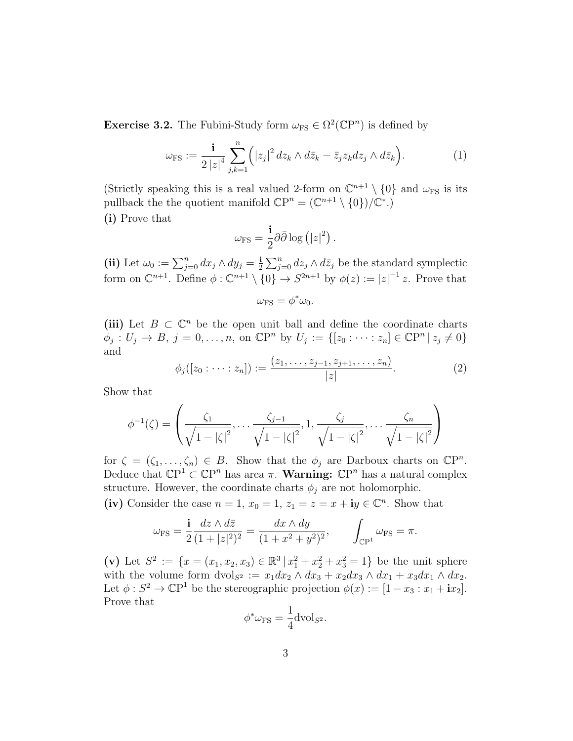**Exercise 3.2.** The Fubini-Study form $\omega_{\mathrm{FS}} \in \Omega^2(\mathbb{CP}^n)$ is defined by

$$\omega_{\mathrm{FS}} := \frac{\mathbf{i}}{2\left|z\right|^4} \sum_{j,k=1}^{n} \Big( \left|z_j\right|^2 dz_k \wedge d\bar{z}_k - \bar{z}_j z_k dz_j \wedge d\bar{z}_k \Big). \tag{1}$$

(Strictly speaking this is a real valued 2-form on $\mathbb{C}^{n+1} \setminus \{0\}$ and $\omega_{\mathrm{FS}}$ is its pullback the the quotient manifold $\mathbb{CP}^n = (\mathbb{C}^{n+1} \setminus \{0\})/\mathbb{C}^*$.)

**(i)** Prove that

$$\omega_{\mathrm{FS}} = \frac{\mathbf{i}}{2} \partial\bar{\partial} \log\left(\left|z\right|^2\right).$$

**(ii)** Let $\omega_0 := \sum_{j=0}^n dx_j \wedge dy_j = \frac{\mathbf{i}}{2} \sum_{j=0}^n dz_j \wedge d\bar{z}_j$ be the standard symplectic form on $\mathbb{C}^{n+1}$. Define $\phi : \mathbb{C}^{n+1} \setminus \{0\} \to S^{2n+1}$ by $\phi(z) := \left|z\right|^{-1} z$. Prove that

$$\omega_{\mathrm{FS}} = \phi^* \omega_0.$$

**(iii)** Let $B \subset \mathbb{C}^n$ be the open unit ball and define the coordinate charts $\phi_j : U_j \to B$, $j = 0, \dots, n$, on $\mathbb{CP}^n$ by $U_j := \{[z_0 : \cdots : z_n] \in \mathbb{CP}^n \,|\, z_j \neq 0\}$ and

$$\phi_j([z_0 : \cdots : z_n]) := \frac{(z_1, \dots, z_{j-1}, z_{j+1}, \dots, z_n)}{\left|z\right|}. \tag{2}$$

Show that

$$\phi^{-1}(\zeta) = \left( \frac{\zeta_1}{\sqrt{1 - \left|\zeta\right|^2}}, \dots \frac{\zeta_{j-1}}{\sqrt{1 - \left|\zeta\right|^2}}, 1, \frac{\zeta_j}{\sqrt{1 - \left|\zeta\right|^2}}, \dots \frac{\zeta_n}{\sqrt{1 - \left|\zeta\right|^2}} \right)$$

for $\zeta = (\zeta_1, \dots, \zeta_n) \in B$. Show that the $\phi_j$ are Darboux charts on $\mathbb{CP}^n$. Deduce that $\mathbb{CP}^1 \subset \mathbb{CP}^n$ has area $\pi$. **Warning:** $\mathbb{CP}^n$ has a natural complex structure. However, the coordinate charts $\phi_j$ are not holomorphic.

**(iv)** Consider the case $n = 1$, $x_0 = 1$, $z_1 = z = x + \mathbf{i}y \in \mathbb{C}^n$. Show that

$$\omega_{\mathrm{FS}} = \frac{\mathbf{i}}{2} \frac{dz \wedge d\bar{z}}{(1 + |z|^2)^2} = \frac{dx \wedge dy}{(1 + x^2 + y^2)^2}, \qquad \int_{\mathbb{CP}^1} \omega_{\mathrm{FS}} = \pi.$$

**(v)** Let $S^2 := \{x = (x_1, x_2, x_3) \in \mathbb{R}^3 \,|\, x_1^2 + x_2^2 + x_3^2 = 1\}$ be the unit sphere with the volume form $\mathrm{dvol}_{S^2} := x_1 dx_2 \wedge dx_3 + x_2 dx_3 \wedge dx_1 + x_3 dx_1 \wedge dx_2$. Let $\phi : S^2 \to \mathbb{CP}^1$ be the stereographic projection $\phi(x) := [1 - x_3 : x_1 + \mathbf{i}x_2]$. Prove that

$$\phi^* \omega_{\mathrm{FS}} = \frac{1}{4} \mathrm{dvol}_{S^2}.$$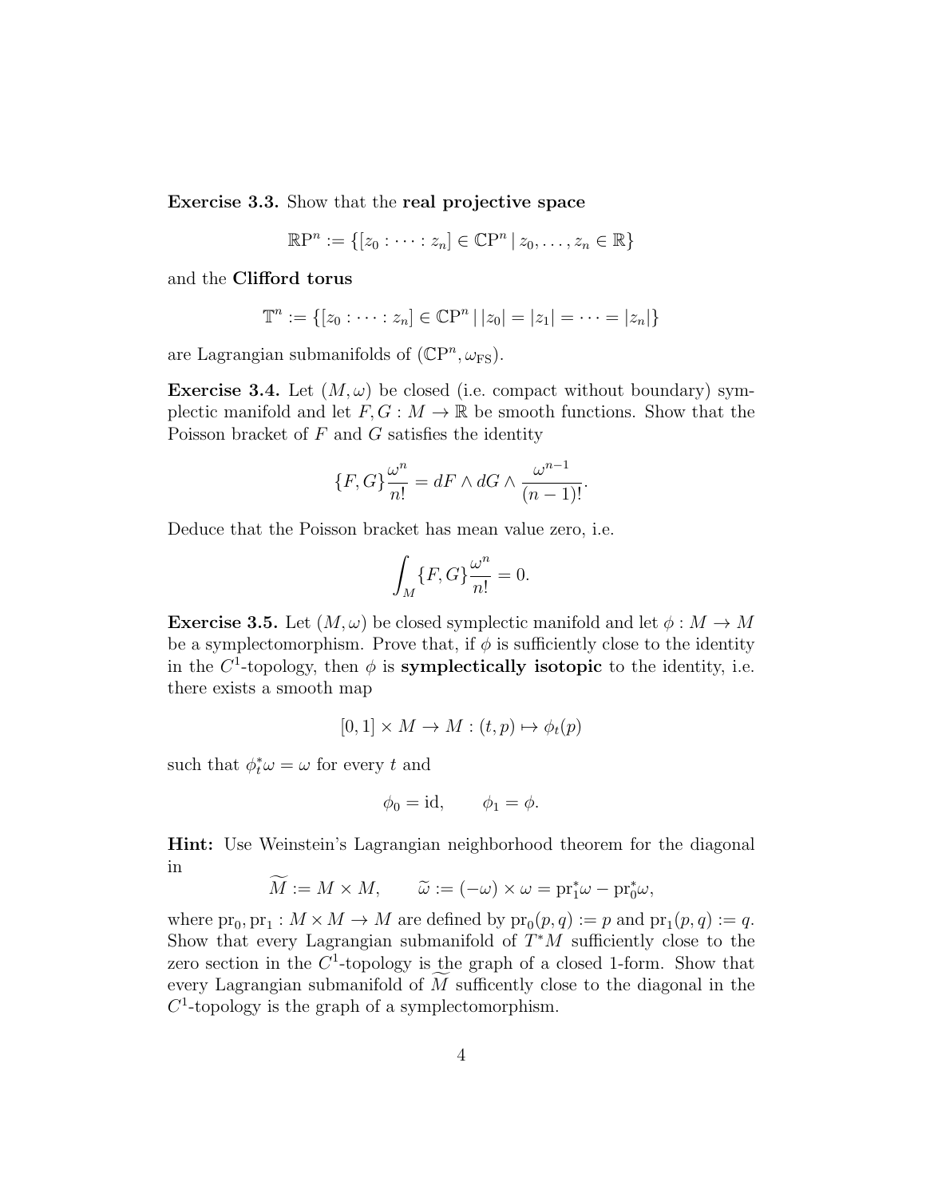**Exercise 3.3.** Show that the **real projective space**

$$\mathbb{RP}^n := \{[z_0 : \cdots : z_n] \in \mathbb{CP}^n \,|\, z_0, \ldots, z_n \in \mathbb{R}\}$$

and the **Clifford torus**

$$\mathbb{T}^n := \{[z_0 : \cdots : z_n] \in \mathbb{CP}^n \,|\, |z_0| = |z_1| = \cdots = |z_n|\}$$

are Lagrangian submanifolds of $(\mathbb{CP}^n, \omega_{\mathrm{FS}})$.

**Exercise 3.4.** Let $(M, \omega)$ be closed (i.e. compact without boundary) symplectic manifold and let $F, G : M \to \mathbb{R}$ be smooth functions. Show that the Poisson bracket of $F$ and $G$ satisfies the identity

$$\{F, G\} \frac{\omega^n}{n!} = dF \wedge dG \wedge \frac{\omega^{n-1}}{(n-1)!}.$$

Deduce that the Poisson bracket has mean value zero, i.e.

$$\int_M \{F, G\} \frac{\omega^n}{n!} = 0.$$

**Exercise 3.5.** Let $(M, \omega)$ be closed symplectic manifold and let $\phi : M \to M$ be a symplectomorphism. Prove that, if $\phi$ is sufficiently close to the identity in the $C^1$-topology, then $\phi$ is **symplectically isotopic** to the identity, i.e. there exists a smooth map

$$[0, 1] \times M \to M : (t, p) \mapsto \phi_t(p)$$

such that $\phi_t^* \omega = \omega$ for every $t$ and

$$\phi_0 = \mathrm{id}, \qquad \phi_1 = \phi.$$

**Hint:** Use Weinstein's Lagrangian neighborhood theorem for the diagonal in

$$\widetilde{M} := M \times M, \qquad \widetilde{\omega} := (-\omega) \times \omega = \mathrm{pr}_1^* \omega - \mathrm{pr}_0^* \omega,$$

where $\mathrm{pr}_0, \mathrm{pr}_1 : M \times M \to M$ are defined by $\mathrm{pr}_0(p, q) := p$ and $\mathrm{pr}_1(p, q) := q$. Show that every Lagrangian submanifold of $T^*M$ sufficiently close to the zero section in the $C^1$-topology is the graph of a closed 1-form. Show that every Lagrangian submanifold of $\widetilde{M}$ sufficently close to the diagonal in the $C^1$-topology is the graph of a symplectomorphism.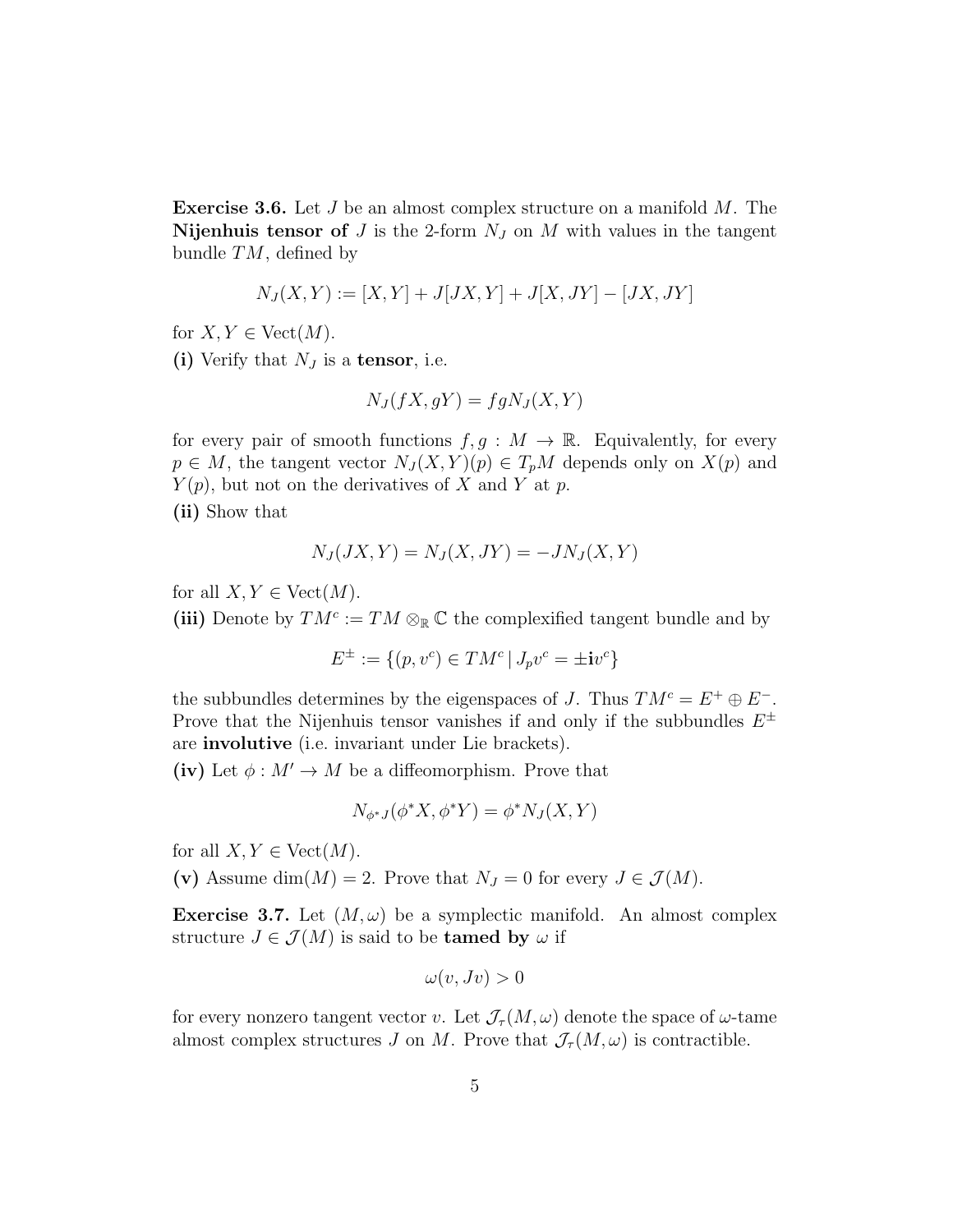**Exercise 3.6.** Let $J$ be an almost complex structure on a manifold $M$. The **Nijenhuis tensor of** $J$ is the 2-form $N_J$ on $M$ with values in the tangent bundle $TM$, defined by

$$N_J(X,Y) := [X,Y] + J[JX,Y] + J[X,JY] - [JX,JY]$$

for $X, Y \in \mathrm{Vect}(M)$.

**(i)** Verify that $N_J$ is a **tensor**, i.e.

$$N_J(fX, gY) = fgN_J(X,Y)$$

for every pair of smooth functions $f, g : M \to \mathbb{R}$. Equivalently, for every $p \in M$, the tangent vector $N_J(X,Y)(p) \in T_pM$ depends only on $X(p)$ and $Y(p)$, but not on the derivatives of $X$ and $Y$ at $p$.

**(ii)** Show that

$$N_J(JX,Y) = N_J(X,JY) = -JN_J(X,Y)$$

for all $X, Y \in \mathrm{Vect}(M)$.

**(iii)** Denote by $TM^c := TM \otimes_{\mathbb{R}} \mathbb{C}$ the complexified tangent bundle and by

$$E^{\pm} := \{(p, v^c) \in TM^c \mid J_p v^c = \pm \mathbf{i} v^c\}$$

the subbundles determines by the eigenspaces of $J$. Thus $TM^c = E^+ \oplus E^-$. Prove that the Nijenhuis tensor vanishes if and only if the subbundles $E^{\pm}$ are **involutive** (i.e. invariant under Lie brackets).

**(iv)** Let $\phi : M' \to M$ be a diffeomorphism. Prove that

$$N_{\phi^* J}(\phi^* X, \phi^* Y) = \phi^* N_J(X,Y)$$

for all $X, Y \in \mathrm{Vect}(M)$.

**(v)** Assume $\dim(M) = 2$. Prove that $N_J = 0$ for every $J \in \mathcal{J}(M)$.

**Exercise 3.7.** Let $(M, \omega)$ be a symplectic manifold. An almost complex structure $J \in \mathcal{J}(M)$ is said to be **tamed by** $\omega$ if

$$\omega(v, Jv) > 0$$

for every nonzero tangent vector $v$. Let $\mathcal{J}_\tau(M, \omega)$ denote the space of $\omega$-tame almost complex structures $J$ on $M$. Prove that $\mathcal{J}_\tau(M, \omega)$ is contractible.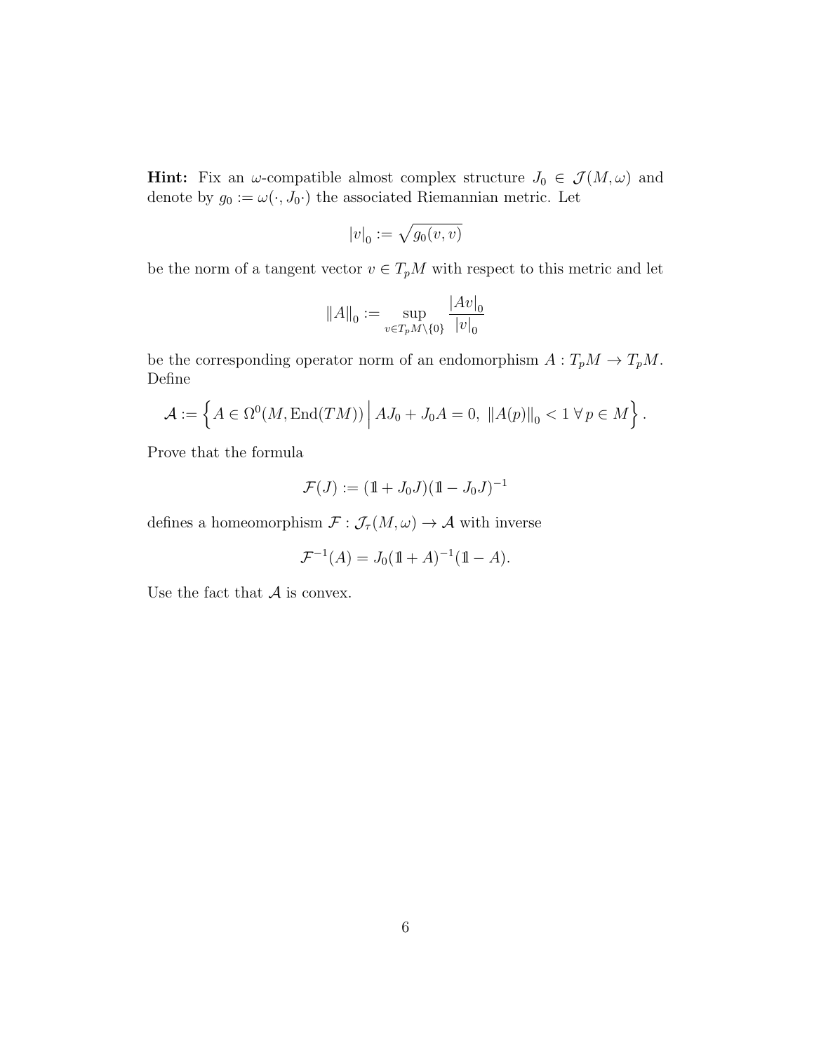**Hint:** Fix an $\omega$-compatible almost complex structure $J_0 \in \mathcal{J}(M, \omega)$ and denote by $g_0 := \omega(\cdot, J_0 \cdot)$ the associated Riemannian metric. Let

$$|v|_0 := \sqrt{g_0(v, v)}$$

be the norm of a tangent vector $v \in T_pM$ with respect to this metric and let

$$\|A\|_0 := \sup_{v \in T_pM \setminus \{0\}} \frac{|Av|_0}{|v|_0}$$

be the corresponding operator norm of an endomorphism $A : T_pM \to T_pM$. Define

$$\mathcal{A} := \left\{ A \in \Omega^0(M, \mathrm{End}(TM)) \,\middle|\, AJ_0 + J_0 A = 0, \ \|A(p)\|_0 < 1 \ \forall \, p \in M \right\}.$$

Prove that the formula

$$\mathcal{F}(J) := (\mathbb{1} + J_0 J)(\mathbb{1} - J_0 J)^{-1}$$

defines a homeomorphism $\mathcal{F} : \mathcal{J}_\tau(M, \omega) \to \mathcal{A}$ with inverse

$$\mathcal{F}^{-1}(A) = J_0(\mathbb{1} + A)^{-1}(\mathbb{1} - A).$$

Use the fact that $\mathcal{A}$ is convex.